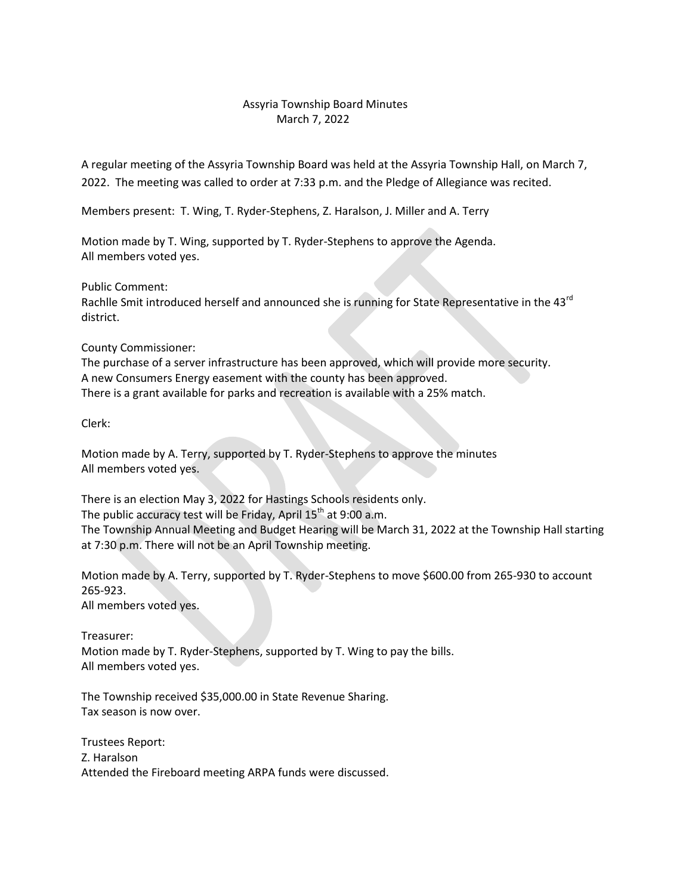# Assyria Township Board Minutes
March 7, 2022

A regular meeting of the Assyria Township Board was held at the Assyria Township Hall, on March 7, 2022. The meeting was called to order at 7:33 p.m. and the Pledge of Allegiance was recited.

Members present: T. Wing, T. Ryder-Stephens, Z. Haralson, J. Miller and A. Terry

Motion made by T. Wing, supported by T. Ryder-Stephens to approve the Agenda.
All members voted yes.

Public Comment:
Rachlle Smit introduced herself and announced she is running for State Representative in the 43rd district.

County Commissioner:
The purchase of a server infrastructure has been approved, which will provide more security.
A new Consumers Energy easement with the county has been approved.
There is a grant available for parks and recreation is available with a 25% match.

Clerk:

Motion made by A. Terry, supported by T. Ryder-Stephens to approve the minutes
All members voted yes.

There is an election May 3, 2022 for Hastings Schools residents only.
The public accuracy test will be Friday, April 15th at 9:00 a.m.
The Township Annual Meeting and Budget Hearing will be March 31, 2022 at the Township Hall starting at 7:30 p.m. There will not be an April Township meeting.

Motion made by A. Terry, supported by T. Ryder-Stephens to move $600.00 from 265-930 to account 265-923.
All members voted yes.

Treasurer:
Motion made by T. Ryder-Stephens, supported by T. Wing to pay the bills.
All members voted yes.

The Township received $35,000.00 in State Revenue Sharing.
Tax season is now over.

Trustees Report:
Z. Haralson
Attended the Fireboard meeting ARPA funds were discussed.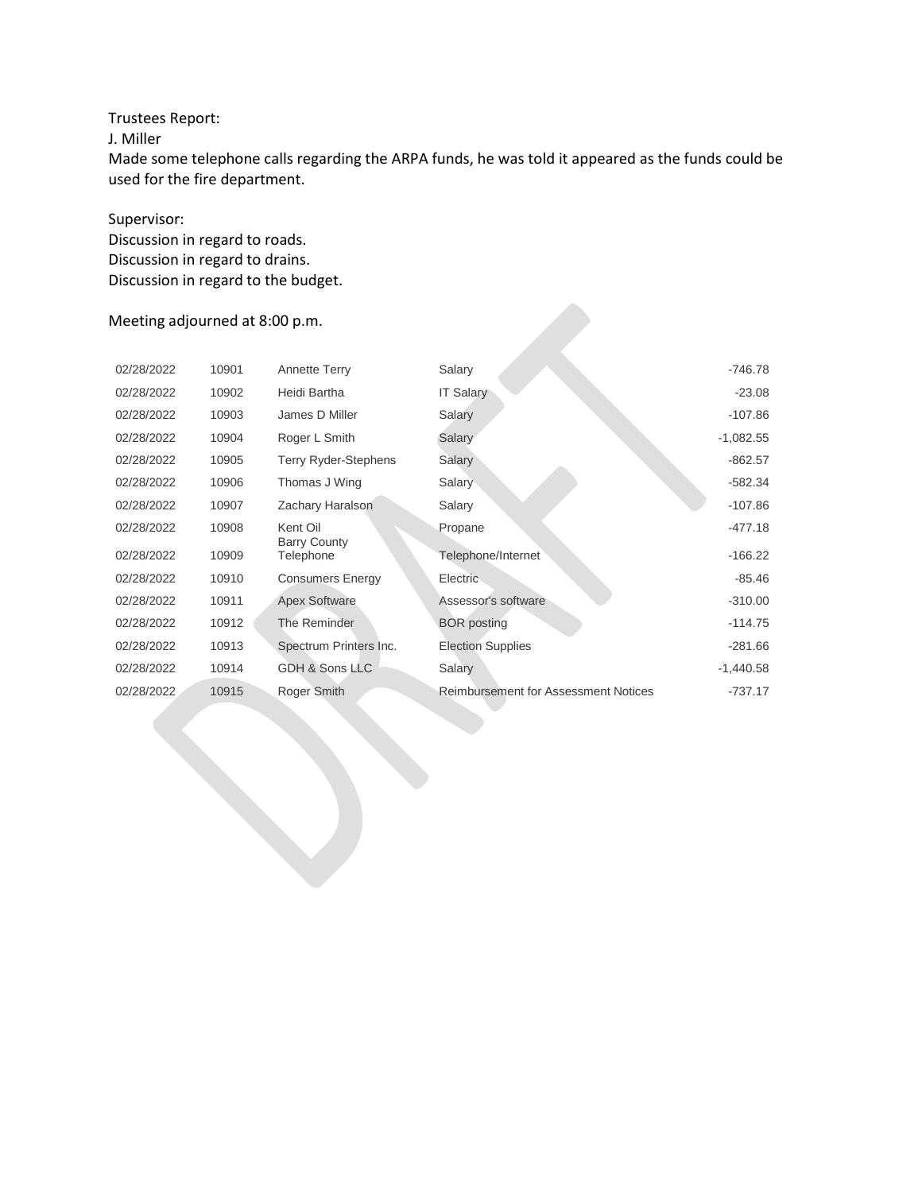Trustees Report:

J. Miller

Made some telephone calls regarding the ARPA funds, he was told it appeared as the funds could be used for the fire department.

Supervisor:

Discussion in regard to roads.

Discussion in regard to drains.

Discussion in regard to the budget.

Meeting adjourned at 8:00 p.m.

| | | | | |
|---|---|---|---|---|
| 02/28/2022 | 10901 | Annette Terry | Salary | -746.78 |
| 02/28/2022 | 10902 | Heidi Bartha | IT Salary | -23.08 |
| 02/28/2022 | 10903 | James D Miller | Salary | -107.86 |
| 02/28/2022 | 10904 | Roger L Smith | Salary | -1,082.55 |
| 02/28/2022 | 10905 | Terry Ryder-Stephens | Salary | -862.57 |
| 02/28/2022 | 10906 | Thomas J Wing | Salary | -582.34 |
| 02/28/2022 | 10907 | Zachary Haralson | Salary | -107.86 |
| 02/28/2022 | 10908 | Kent Oil | Propane | -477.18 |
| 02/28/2022 | 10909 | Barry County Telephone | Telephone/Internet | -166.22 |
| 02/28/2022 | 10910 | Consumers Energy | Electric | -85.46 |
| 02/28/2022 | 10911 | Apex Software | Assessor's software | -310.00 |
| 02/28/2022 | 10912 | The Reminder | BOR posting | -114.75 |
| 02/28/2022 | 10913 | Spectrum Printers Inc. | Election Supplies | -281.66 |
| 02/28/2022 | 10914 | GDH & Sons LLC | Salary | -1,440.58 |
| 02/28/2022 | 10915 | Roger Smith | Reimbursement for Assessment Notices | -737.17 |